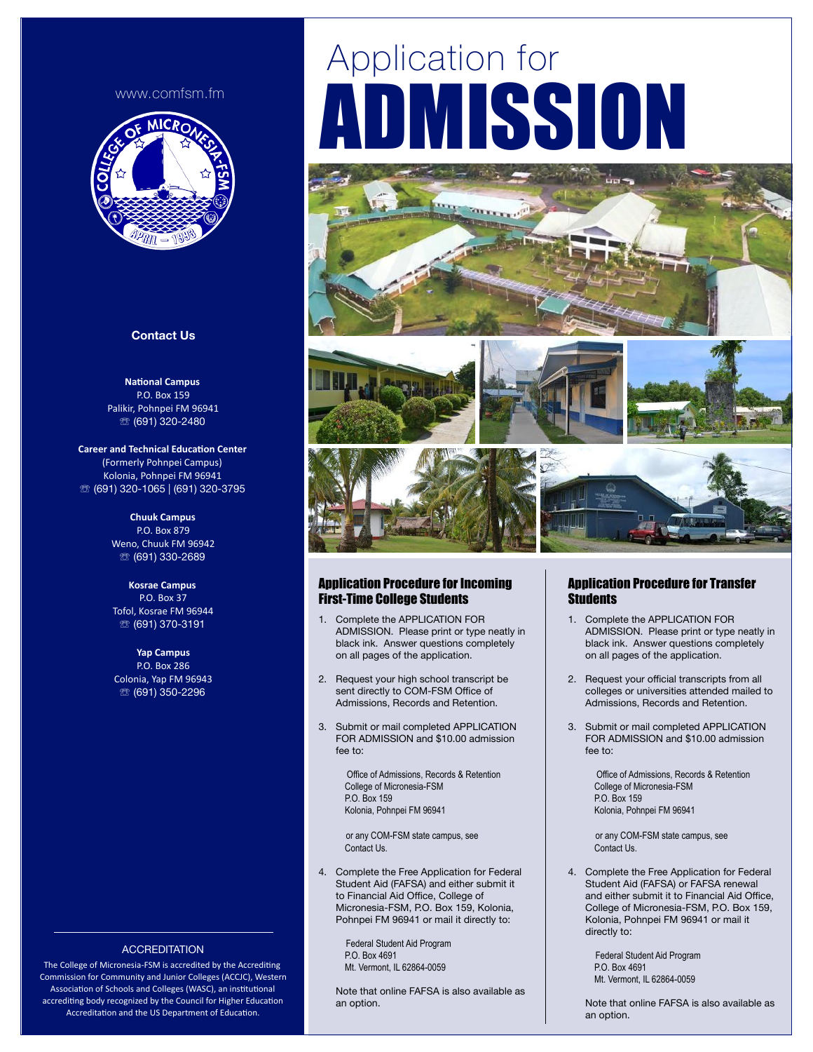# Application for ADMISSION

www.comfsm.fm

## Contact Us

**National Campus**
P.O. Box 159
Palikir, Pohnpei FM 96941
☏ (691) 320-2480

**Career and Technical Education Center**
(Formerly Pohnpei Campus)
Kolonia, Pohnpei FM 96941
☏ (691) 320-1065 | (691) 320-3795

**Chuuk Campus**
P.O. Box 879
Weno, Chuuk FM 96942
☏ (691) 330-2689

**Kosrae Campus**
P.O. Box 37
Tofol, Kosrae FM 96944
☏ (691) 370-3191

**Yap Campus**
P.O. Box 286
Colonia, Yap FM 96943
☏ (691) 350-2296

## ACCREDITATION

The College of Micronesia-FSM is accredited by the Accrediting Commission for Community and Junior Colleges (ACCJC), Western Association of Schools and Colleges (WASC), an institutional accrediting body recognized by the Council for Higher Education Accreditation and the US Department of Education.

## Application Procedure for Incoming First-Time College Students

1. Complete the APPLICATION FOR ADMISSION. Please print or type neatly in black ink. Answer questions completely on all pages of the application.
2. Request your high school transcript be sent directly to COM-FSM Office of Admissions, Records and Retention.
3. Submit or mail completed APPLICATION FOR ADMISSION and $10.00 admission fee to:

   Office of Admissions, Records & Retention
   College of Micronesia-FSM
   P.O. Box 159
   Kolonia, Pohnpei FM 96941

   or any COM-FSM state campus, see Contact Us.
4. Complete the Free Application for Federal Student Aid (FAFSA) and either submit it to Financial Aid Office, College of Micronesia-FSM, P.O. Box 159, Kolonia, Pohnpei FM 96941 or mail it directly to:

   Federal Student Aid Program
   P.O. Box 4691
   Mt. Vermont, IL 62864-0059

   Note that online FAFSA is also available as an option.

## Application Procedure for Transfer Students

1. Complete the APPLICATION FOR ADMISSION. Please print or type neatly in black ink. Answer questions completely on all pages of the application.
2. Request your official transcripts from all colleges or universities attended mailed to Admissions, Records and Retention.
3. Submit or mail completed APPLICATION FOR ADMISSION and $10.00 admission fee to:

   Office of Admissions, Records & Retention
   College of Micronesia-FSM
   P.O. Box 159
   Kolonia, Pohnpei FM 96941

   or any COM-FSM state campus, see Contact Us.
4. Complete the Free Application for Federal Student Aid (FAFSA) or FAFSA renewal and either submit it to Financial Aid Office, College of Micronesia-FSM, P.O. Box 159, Kolonia, Pohnpei FM 96941 or mail it directly to:

   Federal Student Aid Program
   P.O. Box 4691
   Mt. Vermont, IL 62864-0059

   Note that online FAFSA is also available as an option.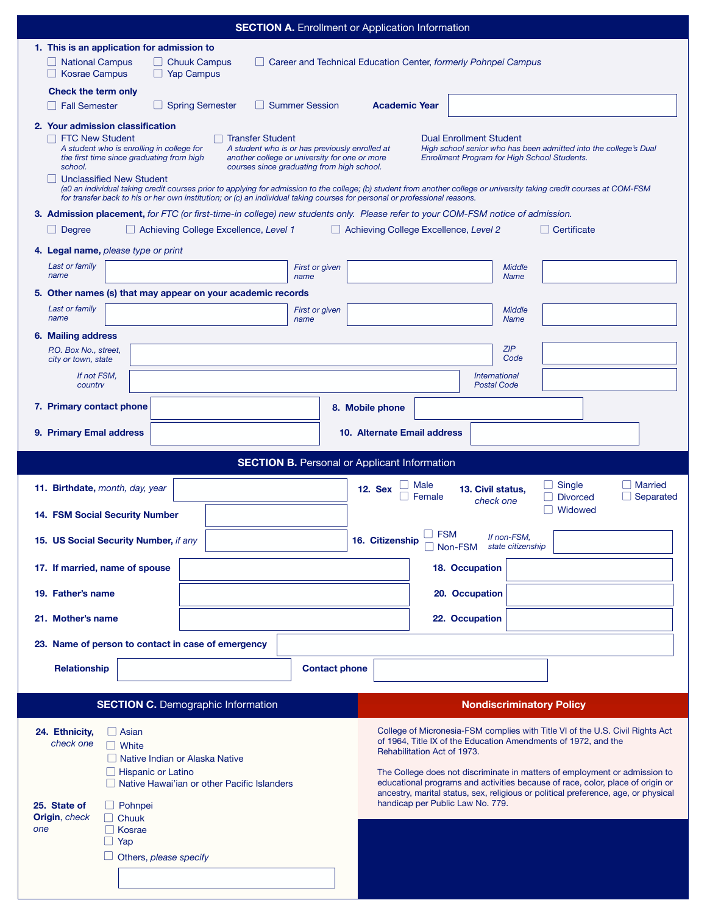## SECTION A. Enrollment or Application Information

**1. This is an application for admission to**

- ☐ National Campus
- ☐ Chuuk Campus
- ☐ Career and Technical Education Center, *formerly Pohnpei Campus*
- ☐ Kosrae Campus
- ☐ Yap Campus

**Check the term only**

- ☐ Fall Semester
- ☐ Spring Semester
- ☐ Summer Session

**Academic Year** ____________________

**2. Your admission classification**

- ☐ FTC New Student
  *A student who is enrolling in college for the first time since graduating from high school.*
- ☐ Transfer Student
  *A student who is or has previously enrolled at another college or university for one or more courses since graduating from high school.*
- Dual Enrollment Student
  *High school senior who has been admitted into the college's Dual Enrollment Program for High School Students.*
- ☐ Unclassified New Student
  *(a0 an individual taking credit courses prior to applying for admission to the college; (b) student from another college or university taking credit courses at COM-FSM for transfer back to his or her own institution; or (c) an individual taking courses for personal or professional reasons.*

**3. Admission placement,** *for FTC (or first-time-in college) new students only. Please refer to your COM-FSM notice of admission.*

- ☐ Degree
- ☐ Achieving College Excellence, *Level 1*
- ☐ Achieving College Excellence, *Level 2*
- ☐ Certificate

**4. Legal name,** *please type or print*

*Last or family name* ____________________ *First or given name* ____________________ *Middle Name* ____________________

**5. Other names (s) that may appear on your academic records**

*Last or family name* ____________________ *First or given name* ____________________ *Middle Name* ____________________

**6. Mailing address**

*P.O. Box No., street, city or town, state* ____________________ *ZIP Code* ____________________

*If not FSM, country* ____________________ *International Postal Code* ____________________

**7. Primary contact phone** ____________________ **8. Mobile phone** ____________________

**9. Primary Emal address** ____________________ **10. Alternate Email address** ____________________

## SECTION B. Personal or Applicant Information

**11. Birthdate,** *month, day, year* ____________________

**12. Sex** ☐ Male ☐ Female

**13. Civil status,** *check one* ☐ Single ☐ Married ☐ Divorced ☐ Separated ☐ Widowed

**14. FSM Social Security Number** ____________________

**15. US Social Security Number,** *if any* ____________________

**16. Citizenship** ☐ FSM ☐ Non-FSM *If non-FSM, state citizenship* ____________________

**17. If married, name of spouse** ____________________ **18. Occupation** ____________________

**19. Father's name** ____________________ **20. Occupation** ____________________

**21. Mother's name** ____________________ **22. Occupation** ____________________

**23. Name of person to contact in case of emergency** ____________________

**Relationship** ____________________ **Contact phone** ____________________

## SECTION C. Demographic Information

**24. Ethnicity,** *check one*

- ☐ Asian
- ☐ White
- ☐ Native Indian or Alaska Native
- ☐ Hispanic or Latino
- ☐ Native Hawai'ian or other Pacific Islanders

**25. State of Origin,** *check one*

- ☐ Pohnpei
- ☐ Chuuk
- ☐ Kosrae
- ☐ Yap
- ☐ Others, *please specify* ____________________

## Nondiscriminatory Policy

College of Micronesia-FSM complies with Title VI of the U.S. Civil Rights Act of 1964, Title IX of the Education Amendments of 1972, and the Rehabilitation Act of 1973.

The College does not discriminate in matters of employment or admission to educational programs and activities because of race, color, place of origin or ancestry, marital status, sex, religious or political preference, age, or physical handicap per Public Law No. 779.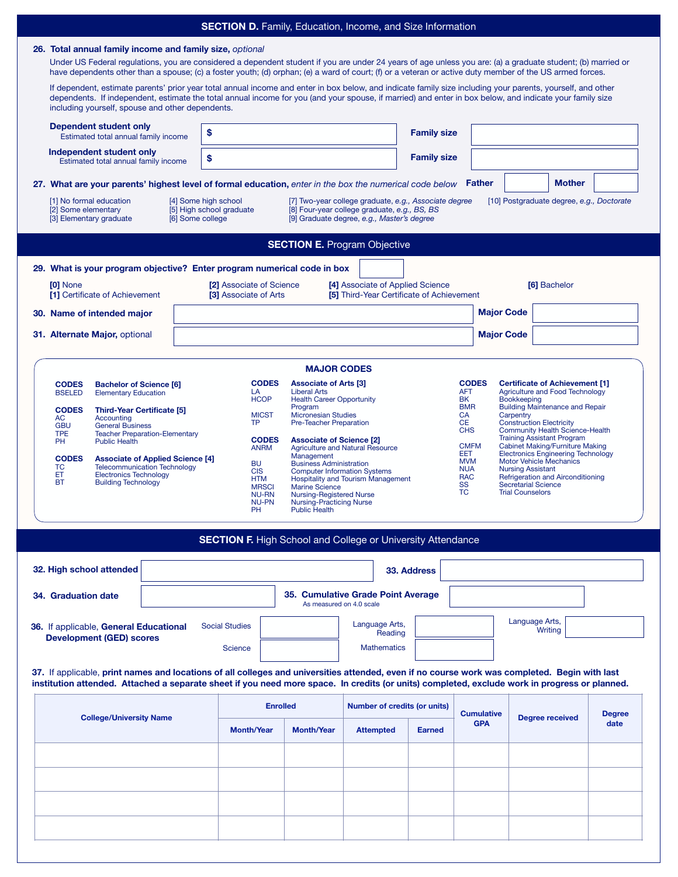## SECTION D. Family, Education, Income, and Size Information

**26. Total annual family income and family size,** *optional*

Under US Federal regulations, you are considered a dependent student if you are under 24 years of age unless you are: (a) a graduate student; (b) married or have dependents other than a spouse; (c) a foster youth; (d) orphan; (e) a ward of court; (f) or a veteran or active duty member of the US armed forces.

If dependent, estimate parents' prior year total annual income and enter in box below, and indicate family size including your parents, yourself, and other dependents. If independent, estimate the total annual income for you (and your spouse, if married) and enter in box below, and indicate your family size including yourself, spouse and other dependents.

**Dependent student only**
Estimated total annual family income $ ______ **Family size** ______

**Independent student only**
Estimated total annual family income $ ______ **Family size** ______

**27. What are your parents' highest level of formal education,** *enter in the box the numerical code below* **Father** ______ **Mother** ______

- [1] No formal education
- [2] Some elementary
- [3] Elementary graduate
- [4] Some high school
- [5] High school graduate
- [6] Some college
- [7] Two-year college graduate, *e.g., Associate degree*
- [8] Four-year college graduate, *e.g., BS, BS*
- [9] Graduate degree, *e.g., Master's degree*
- [10] Postgraduate degree, *e.g., Doctorate*

## SECTION E. Program Objective

**29. What is your program objective? Enter program numerical code in box** ______

- **[0]** None
- **[1]** Certificate of Achievement
- **[2]** Associate of Science
- **[3]** Associate of Arts
- **[4]** Associate of Applied Science
- **[5]** Third-Year Certificate of Achievement
- **[6]** Bachelor

**30. Name of intended major** ______ **Major Code** ______

**31. Alternate Major,** optional ______ **Major Code** ______

### MAJOR CODES

| CODES | Bachelor of Science [6] |
|---|---|
| BSELED | Elementary Education |

| CODES | Third-Year Certificate [5] |
|---|---|
| AC | Accounting |
| GBU | General Business |
| TPE | Teacher Preparation-Elementary |
| PH | Public Health |

| CODES | Associate of Applied Science [4] |
|---|---|
| TC | Telecommunication Technology |
| ET | Electronics Technology |
| BT | Building Technology |

| CODES | Associate of Arts [3] |
|---|---|
| LA | Liberal Arts |
| HCOP | Health Career Opportunity Program |
| MICST | Micronesian Studies |
| TP | Pre-Teacher Preparation |

| CODES | Associate of Science [2] |
|---|---|
| ANRM | Agriculture and Natural Resource Management |
| BU | Business Administration |
| CIS | Computer Information Systems |
| HTM | Hospitality and Tourism Management |
| MRSCI | Marine Science |
| NU-RN | Nursing-Registered Nurse |
| NU-PN | Nursing-Practicing Nurse |
| PH | Public Health |

| CODES | Certificate of Achievement [1] |
|---|---|
| AFT | Agriculture and Food Technology |
| BK | Bookkeeping |
| BMR | Building Maintenance and Repair |
| CA | Carpentry |
| CE | Construction Electricity |
| CHS | Community Health Science-Health Training Assistant Program |
| CMFM | Cabinet Making/Furniture Making |
| EET | Electronics Engineering Technology |
| MVM | Motor Vehicle Mechanics |
| NUA | Nursing Assistant |
| RAC | Refrigeration and Airconditioning |
| SS | Secretarial Science |
| TC | Trial Counselors |

## SECTION F. High School and College or University Attendance

**32. High school attended** ______ **33. Address** ______

**34. Graduation date** ______ **35. Cumulative Grade Point Average** ______
As measured on 4.0 scale

**36.** If applicable, **General Educational Development (GED) scores**

Social Studies ______ Language Arts, Reading ______ Language Arts, Writing ______

Science ______ Mathematics ______

**37.** If applicable, **print names and locations of all colleges and universities attended, even if no course work was completed. Begin with last institution attended. Attached a separate sheet if you need more space. In credits (or units) completed, exclude work in progress or planned.**

| College/University Name | Enrolled | | Number of credits (or units) | | Cumulative GPA | Degree received | Degree date |
|---|---|---|---|---|---|---|---|
| | Month/Year | Month/Year | Attempted | Earned | | | |
| | | | | | | | |
| | | | | | | | |
| | | | | | | | |
| | | | | | | | |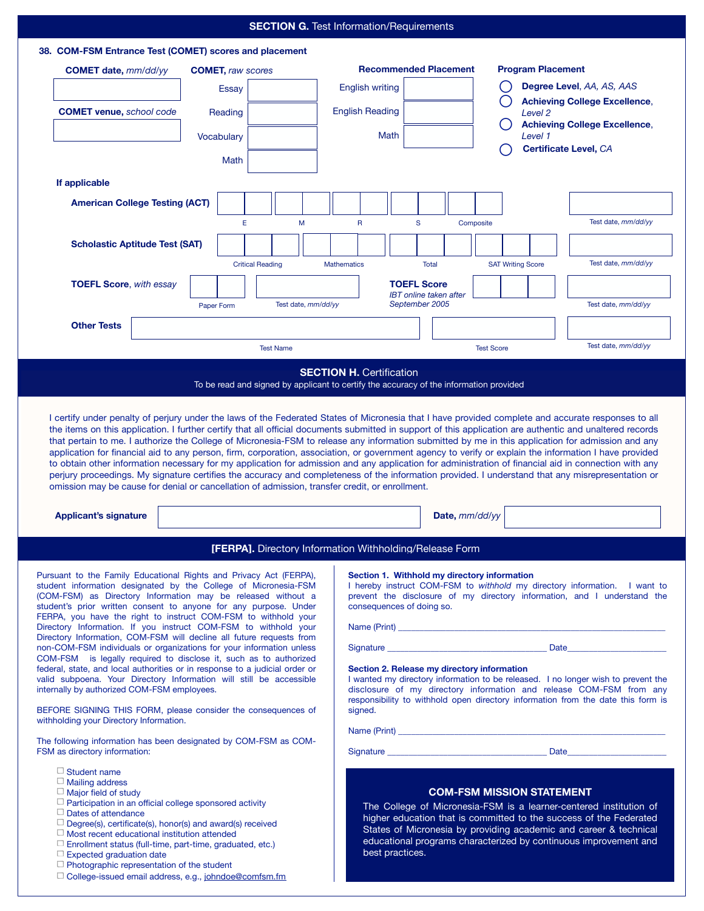## SECTION G. Test Information/Requirements

**38. COM-FSM Entrance Test (COMET) scores and placement**

**COMET date,** *mm/dd/yy*

**COMET venue,** *school code*

**COMET,** *raw scores*

- Essay
- Reading
- Vocabulary
- Math

**Recommended Placement**

- English writing
- English Reading
- Math

**Program Placement**

- ◯ **Degree Level**, *AA, AS, AAS*
- ◯ **Achieving College Excellence**, *Level 2*
- ◯ **Achieving College Excellence**, *Level 1*
- ◯ **Certificate Level,** *CA*

**If applicable**

**American College Testing (ACT)**

| E | M | R | S | Composite | Test date, *mm/dd/yy* |
|---|---|---|---|---|---|
| | | | | | |

**Scholastic Aptitude Test (SAT)**

| Critical Reading | Mathematics | Total | SAT Writing Score | Test date, *mm/dd/yy* |
|---|---|---|---|---|
| | | | | |

**TOEFL Score**, *with essay*

| Paper Form | Test date, *mm/dd/yy* |
|---|---|
| | |

**TOEFL Score** *IBT online taken after September 2005*

| Score | Test date, *mm/dd/yy* |
|---|---|
| | |

**Other Tests**

| Test Name | Test Score | Test date, *mm/dd/yy* |
|---|---|---|
| | | |

## SECTION H. Certification

To be read and signed by applicant to certify the accuracy of the information provided

I certify under penalty of perjury under the laws of the Federated States of Micronesia that I have provided complete and accurate responses to all the items on this application. I further certify that all official documents submitted in support of this application are authentic and unaltered records that pertain to me. I authorize the College of Micronesia-FSM to release any information submitted by me in this application for admission and any application for financial aid to any person, firm, corporation, association, or government agency to verify or explain the information I have provided to obtain other information necessary for my application for admission and any application for administration of financial aid in connection with any perjury proceedings. My signature certifies the accuracy and completeness of the information provided. I understand that any misrepresentation or omission may be cause for denial or cancellation of admission, transfer credit, or enrollment.

**Applicant's signature** ____________________ **Date,** *mm/dd/yy* ____________

## [FERPA]. Directory Information Withholding/Release Form

Pursuant to the Family Educational Rights and Privacy Act (FERPA), student information designated by the College of Micronesia-FSM (COM-FSM) as Directory Information may be released without a student's prior written consent to anyone for any purpose. Under FERPA, you have the right to instruct COM-FSM to withhold your Directory Information. If you instruct COM-FSM to withhold your Directory Information, COM-FSM will decline all future requests from non-COM-FSM individuals or organizations for your information unless COM-FSM is legally required to disclose it, such as to authorized federal, state, and local authorities or in response to a judicial order or valid subpoena. Your Directory Information will still be accessible internally by authorized COM-FSM employees.

BEFORE SIGNING THIS FORM, please consider the consequences of withholding your Directory Information.

The following information has been designated by COM-FSM as COM-FSM as directory information:

- ☐ Student name
- ☐ Mailing address
- ☐ Major field of study
- ☐ Participation in an official college sponsored activity
- ☐ Dates of attendance
- ☐ Degree(s), certificate(s), honor(s) and award(s) received
- ☐ Most recent educational institution attended
- ☐ Enrollment status (full-time, part-time, graduated, etc.)
- ☐ Expected graduation date
- ☐ Photographic representation of the student
- ☐ College-issued email address, e.g., johndoe@comfsm.fm

**Section 1. Withhold my directory information**

I hereby instruct COM-FSM to *withhold* my directory information. I want to prevent the disclosure of my directory information, and I understand the consequences of doing so.

Name (Print) ______________________________

Signature ____________________ Date____________

**Section 2. Release my directory information**

I wanted my directory information to be released. I no longer wish to prevent the disclosure of my directory information and release COM-FSM from any responsibility to withhold open directory information from the date this form is signed.

Name (Print) ______________________________

Signature ____________________ Date____________

### COM-FSM MISSION STATEMENT

The College of Micronesia-FSM is a learner-centered institution of higher education that is committed to the success of the Federated States of Micronesia by providing academic and career & technical educational programs characterized by continuous improvement and best practices.